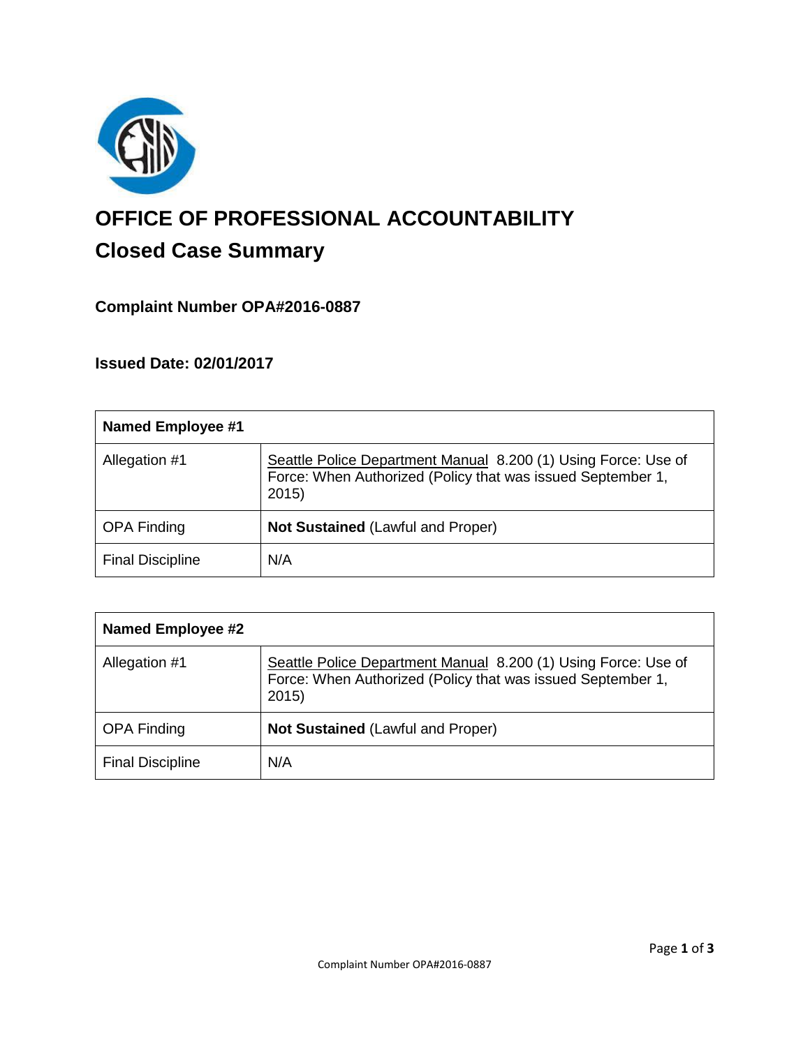# OFFICE OF PROFESSIONAL ACCOUNTABILITY

## Closed Case Summary

### Complaint Number OPA#2016-0887

### Issued Date: 02/01/2017

| Named Employee #1 | |
|---|---|
| Allegation #1 | Seattle Police Department Manual 8.200 (1) Using Force: Use of Force: When Authorized (Policy that was issued September 1, 2015) |
| OPA Finding | **Not Sustained** (Lawful and Proper) |
| Final Discipline | N/A |

| Named Employee #2 | |
|---|---|
| Allegation #1 | Seattle Police Department Manual 8.200 (1) Using Force: Use of Force: When Authorized (Policy that was issued September 1, 2015) |
| OPA Finding | **Not Sustained** (Lawful and Proper) |
| Final Discipline | N/A |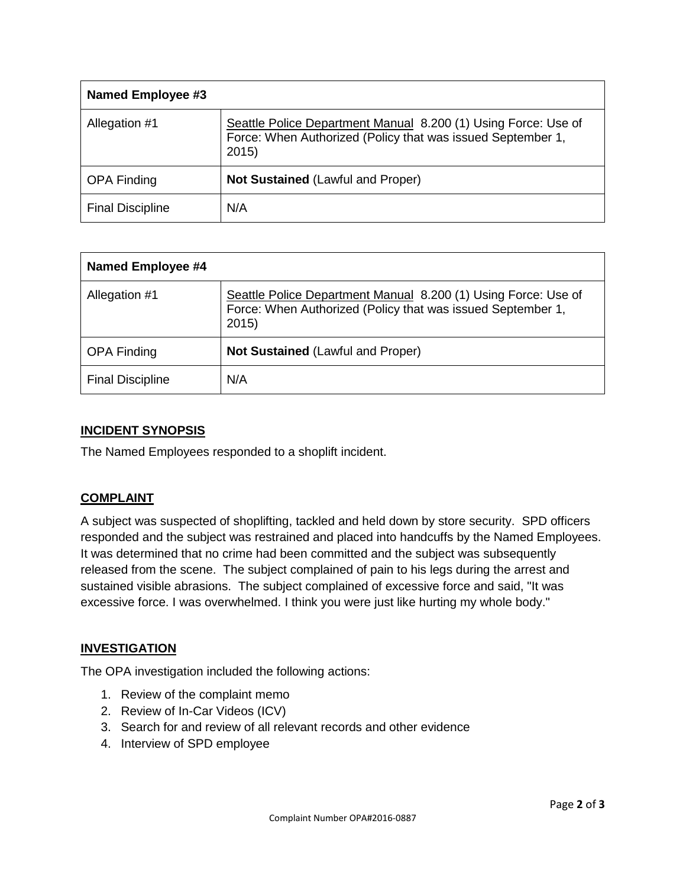| Named Employee #3 | |
|---|---|
| Allegation #1 | Seattle Police Department Manual 8.200 (1) Using Force: Use of Force: When Authorized (Policy that was issued September 1, 2015) |
| OPA Finding | **Not Sustained** (Lawful and Proper) |
| Final Discipline | N/A |

| Named Employee #4 | |
|---|---|
| Allegation #1 | Seattle Police Department Manual 8.200 (1) Using Force: Use of Force: When Authorized (Policy that was issued September 1, 2015) |
| OPA Finding | **Not Sustained** (Lawful and Proper) |
| Final Discipline | N/A |

## INCIDENT SYNOPSIS

The Named Employees responded to a shoplift incident.

## COMPLAINT

A subject was suspected of shoplifting, tackled and held down by store security. SPD officers responded and the subject was restrained and placed into handcuffs by the Named Employees. It was determined that no crime had been committed and the subject was subsequently released from the scene. The subject complained of pain to his legs during the arrest and sustained visible abrasions. The subject complained of excessive force and said, "It was excessive force. I was overwhelmed. I think you were just like hurting my whole body."

## INVESTIGATION

The OPA investigation included the following actions:

1. Review of the complaint memo
2. Review of In-Car Videos (ICV)
3. Search for and review of all relevant records and other evidence
4. Interview of SPD employee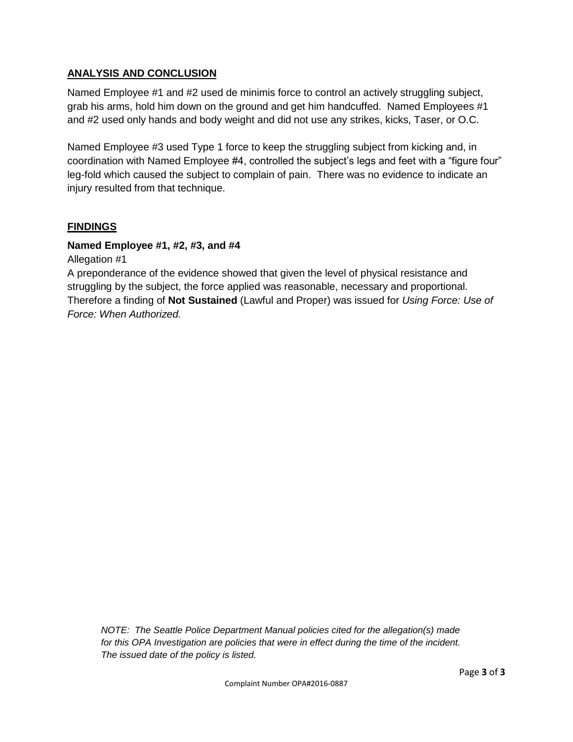## ANALYSIS AND CONCLUSION

Named Employee #1 and #2 used de minimis force to control an actively struggling subject, grab his arms, hold him down on the ground and get him handcuffed. Named Employees #1 and #2 used only hands and body weight and did not use any strikes, kicks, Taser, or O.C.

Named Employee #3 used Type 1 force to keep the struggling subject from kicking and, in coordination with Named Employee #4, controlled the subject's legs and feet with a "figure four" leg-fold which caused the subject to complain of pain. There was no evidence to indicate an injury resulted from that technique.

## FINDINGS

**Named Employee #1, #2, #3, and #4**

Allegation #1

A preponderance of the evidence showed that given the level of physical resistance and struggling by the subject, the force applied was reasonable, necessary and proportional. Therefore a finding of **Not Sustained** (Lawful and Proper) was issued for *Using Force: Use of Force: When Authorized.*

*NOTE: The Seattle Police Department Manual policies cited for the allegation(s) made for this OPA Investigation are policies that were in effect during the time of the incident. The issued date of the policy is listed.*

Complaint Number OPA#2016-0887